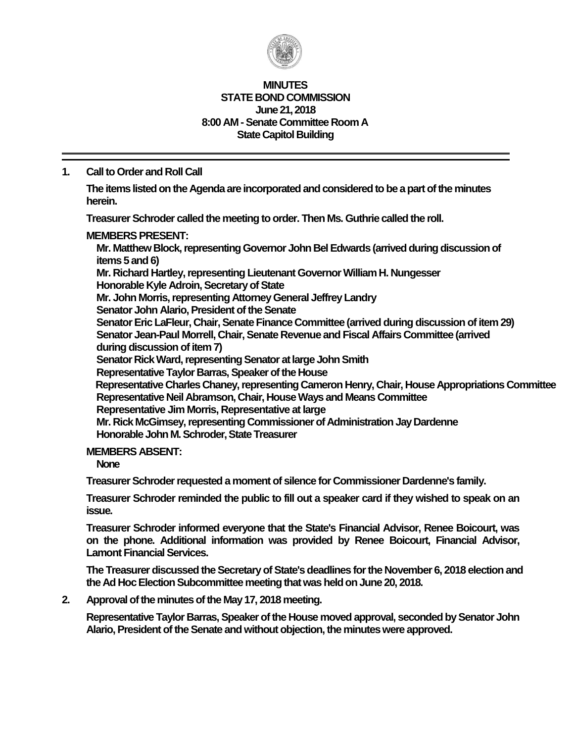# MINUTES
## STATE BOND COMMISSION
### June 21, 2018
### 8:00 AM - Senate Committee Room A
### State Capitol Building

---

**1. Call to Order and Roll Call**

The items listed on the Agenda are incorporated and considered to be a part of the minutes herein.

Treasurer Schroder called the meeting to order. Then Ms. Guthrie called the roll.

**MEMBERS PRESENT:**

Mr. Matthew Block, representing Governor John Bel Edwards (arrived during discussion of items 5 and 6)
Mr. Richard Hartley, representing Lieutenant Governor William H. Nungesser
Honorable Kyle Adroin, Secretary of State
Mr. John Morris, representing Attorney General Jeffrey Landry
Senator John Alario, President of the Senate
Senator Eric LaFleur, Chair, Senate Finance Committee (arrived during discussion of item 29)
Senator Jean-Paul Morrell, Chair, Senate Revenue and Fiscal Affairs Committee (arrived during discussion of item 7)
Senator Rick Ward, representing Senator at large John Smith
Representative Taylor Barras, Speaker of the House
Representative Charles Chaney, representing Cameron Henry, Chair, House Appropriations Committee
Representative Neil Abramson, Chair, House Ways and Means Committee
Representative Jim Morris, Representative at large
Mr. Rick McGimsey, representing Commissioner of Administration Jay Dardenne
Honorable John M. Schroder, State Treasurer

**MEMBERS ABSENT:**

None

Treasurer Schroder requested a moment of silence for Commissioner Dardenne's family.

Treasurer Schroder reminded the public to fill out a speaker card if they wished to speak on an issue.

Treasurer Schroder informed everyone that the State's Financial Advisor, Renee Boicourt, was on the phone. Additional information was provided by Renee Boicourt, Financial Advisor, Lamont Financial Services.

The Treasurer discussed the Secretary of State's deadlines for the November 6, 2018 election and the Ad Hoc Election Subcommittee meeting that was held on June 20, 2018.

**2. Approval of the minutes of the May 17, 2018 meeting.**

Representative Taylor Barras, Speaker of the House moved approval, seconded by Senator John Alario, President of the Senate and without objection, the minutes were approved.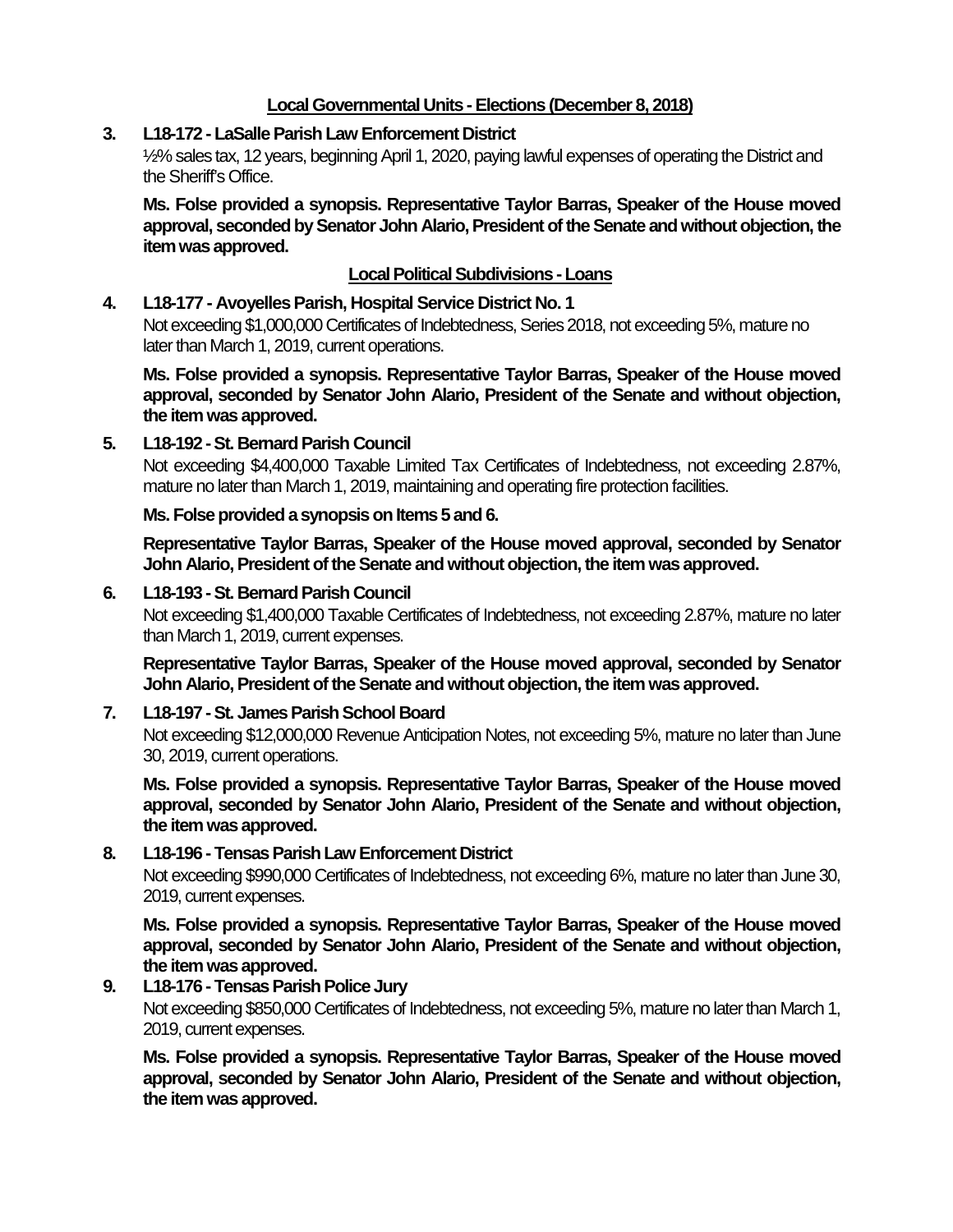**Local Governmental Units - Elections (December 8, 2018)**

**3. L18-172 - LaSalle Parish Law Enforcement District**

½% sales tax, 12 years, beginning April 1, 2020, paying lawful expenses of operating the District and the Sheriff's Office.

**Ms. Folse provided a synopsis. Representative Taylor Barras, Speaker of the House moved approval, seconded by Senator John Alario, President of the Senate and without objection, the item was approved.**

**Local Political Subdivisions - Loans**

**4. L18-177 - Avoyelles Parish, Hospital Service District No. 1**

Not exceeding $1,000,000 Certificates of Indebtedness, Series 2018, not exceeding 5%, mature no later than March 1, 2019, current operations.

**Ms. Folse provided a synopsis. Representative Taylor Barras, Speaker of the House moved approval, seconded by Senator John Alario, President of the Senate and without objection, the item was approved.**

**5. L18-192 - St. Bernard Parish Council**

Not exceeding $4,400,000 Taxable Limited Tax Certificates of Indebtedness, not exceeding 2.87%, mature no later than March 1, 2019, maintaining and operating fire protection facilities.

**Ms. Folse provided a synopsis on Items 5 and 6.**

**Representative Taylor Barras, Speaker of the House moved approval, seconded by Senator John Alario, President of the Senate and without objection, the item was approved.**

**6. L18-193 - St. Bernard Parish Council**

Not exceeding $1,400,000 Taxable Certificates of Indebtedness, not exceeding 2.87%, mature no later than March 1, 2019, current expenses.

**Representative Taylor Barras, Speaker of the House moved approval, seconded by Senator John Alario, President of the Senate and without objection, the item was approved.**

**7. L18-197 - St. James Parish School Board**

Not exceeding $12,000,000 Revenue Anticipation Notes, not exceeding 5%, mature no later than June 30, 2019, current operations.

**Ms. Folse provided a synopsis. Representative Taylor Barras, Speaker of the House moved approval, seconded by Senator John Alario, President of the Senate and without objection, the item was approved.**

**8. L18-196 - Tensas Parish Law Enforcement District**

Not exceeding $990,000 Certificates of Indebtedness, not exceeding 6%, mature no later than June 30, 2019, current expenses.

**Ms. Folse provided a synopsis. Representative Taylor Barras, Speaker of the House moved approval, seconded by Senator John Alario, President of the Senate and without objection, the item was approved.**

**9. L18-176 - Tensas Parish Police Jury**

Not exceeding $850,000 Certificates of Indebtedness, not exceeding 5%, mature no later than March 1, 2019, current expenses.

**Ms. Folse provided a synopsis. Representative Taylor Barras, Speaker of the House moved approval, seconded by Senator John Alario, President of the Senate and without objection, the item was approved.**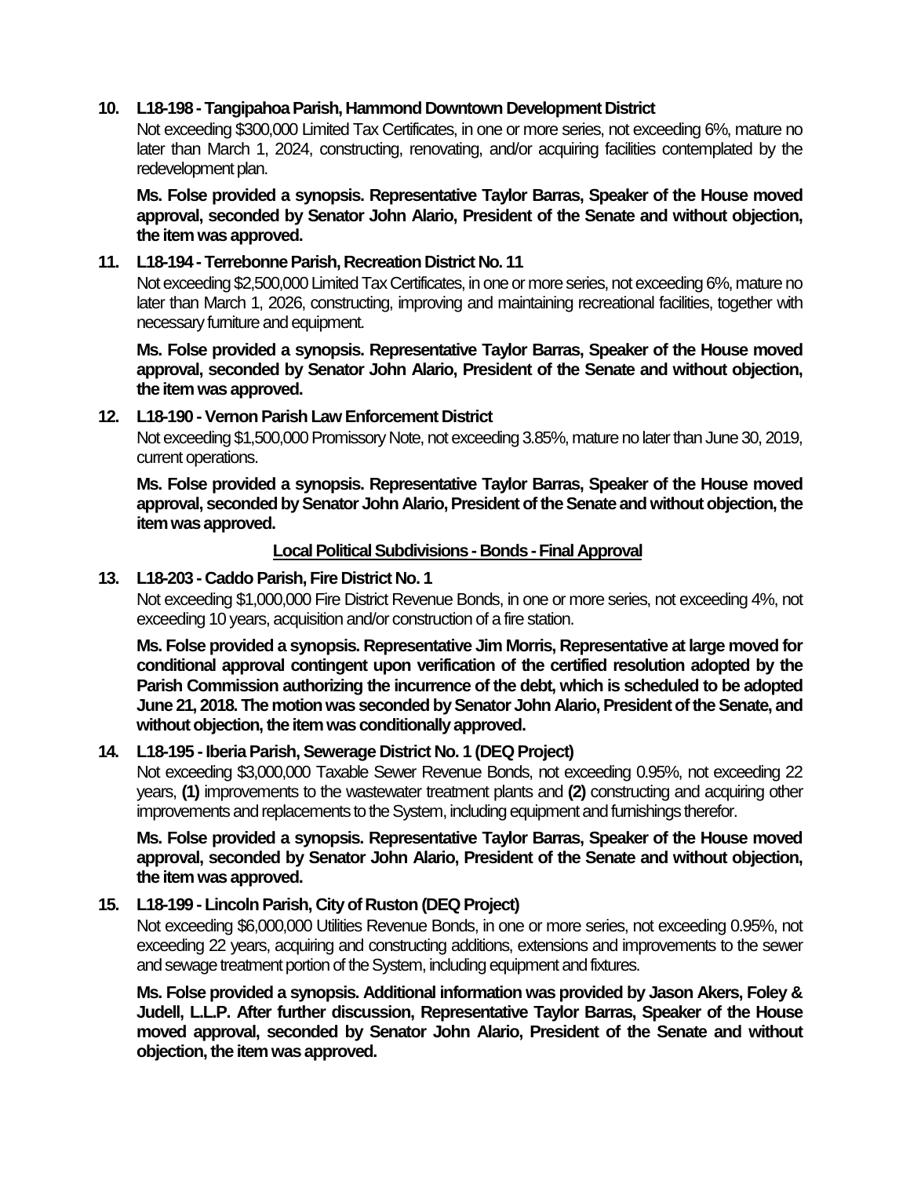10. **L18-198 - Tangipahoa Parish, Hammond Downtown Development District**

    Not exceeding $300,000 Limited Tax Certificates, in one or more series, not exceeding 6%, mature no later than March 1, 2024, constructing, renovating, and/or acquiring facilities contemplated by the redevelopment plan.

    **Ms. Folse provided a synopsis. Representative Taylor Barras, Speaker of the House moved approval, seconded by Senator John Alario, President of the Senate and without objection, the item was approved.**

11. **L18-194 - Terrebonne Parish, Recreation District No. 11**

    Not exceeding $2,500,000 Limited Tax Certificates, in one or more series, not exceeding 6%, mature no later than March 1, 2026, constructing, improving and maintaining recreational facilities, together with necessary furniture and equipment.

    **Ms. Folse provided a synopsis. Representative Taylor Barras, Speaker of the House moved approval, seconded by Senator John Alario, President of the Senate and without objection, the item was approved.**

12. **L18-190 - Vernon Parish Law Enforcement District**

    Not exceeding $1,500,000 Promissory Note, not exceeding 3.85%, mature no later than June 30, 2019, current operations.

    **Ms. Folse provided a synopsis. Representative Taylor Barras, Speaker of the House moved approval, seconded by Senator John Alario, President of the Senate and without objection, the item was approved.**

**<u>Local Political Subdivisions - Bonds - Final Approval</u>**

13. **L18-203 - Caddo Parish, Fire District No. 1**

    Not exceeding $1,000,000 Fire District Revenue Bonds, in one or more series, not exceeding 4%, not exceeding 10 years, acquisition and/or construction of a fire station.

    **Ms. Folse provided a synopsis. Representative Jim Morris, Representative at large moved for conditional approval contingent upon verification of the certified resolution adopted by the Parish Commission authorizing the incurrence of the debt, which is scheduled to be adopted June 21, 2018. The motion was seconded by Senator John Alario, President of the Senate, and without objection, the item was conditionally approved.**

14. **L18-195 - Iberia Parish, Sewerage District No. 1 (DEQ Project)**

    Not exceeding $3,000,000 Taxable Sewer Revenue Bonds, not exceeding 0.95%, not exceeding 22 years, **(1)** improvements to the wastewater treatment plants and **(2)** constructing and acquiring other improvements and replacements to the System, including equipment and furnishings therefor.

    **Ms. Folse provided a synopsis. Representative Taylor Barras, Speaker of the House moved approval, seconded by Senator John Alario, President of the Senate and without objection, the item was approved.**

15. **L18-199 - Lincoln Parish, City of Ruston (DEQ Project)**

    Not exceeding $6,000,000 Utilities Revenue Bonds, in one or more series, not exceeding 0.95%, not exceeding 22 years, acquiring and constructing additions, extensions and improvements to the sewer and sewage treatment portion of the System, including equipment and fixtures.

    **Ms. Folse provided a synopsis. Additional information was provided by Jason Akers, Foley & Judell, L.L.P. After further discussion, Representative Taylor Barras, Speaker of the House moved approval, seconded by Senator John Alario, President of the Senate and without objection, the item was approved.**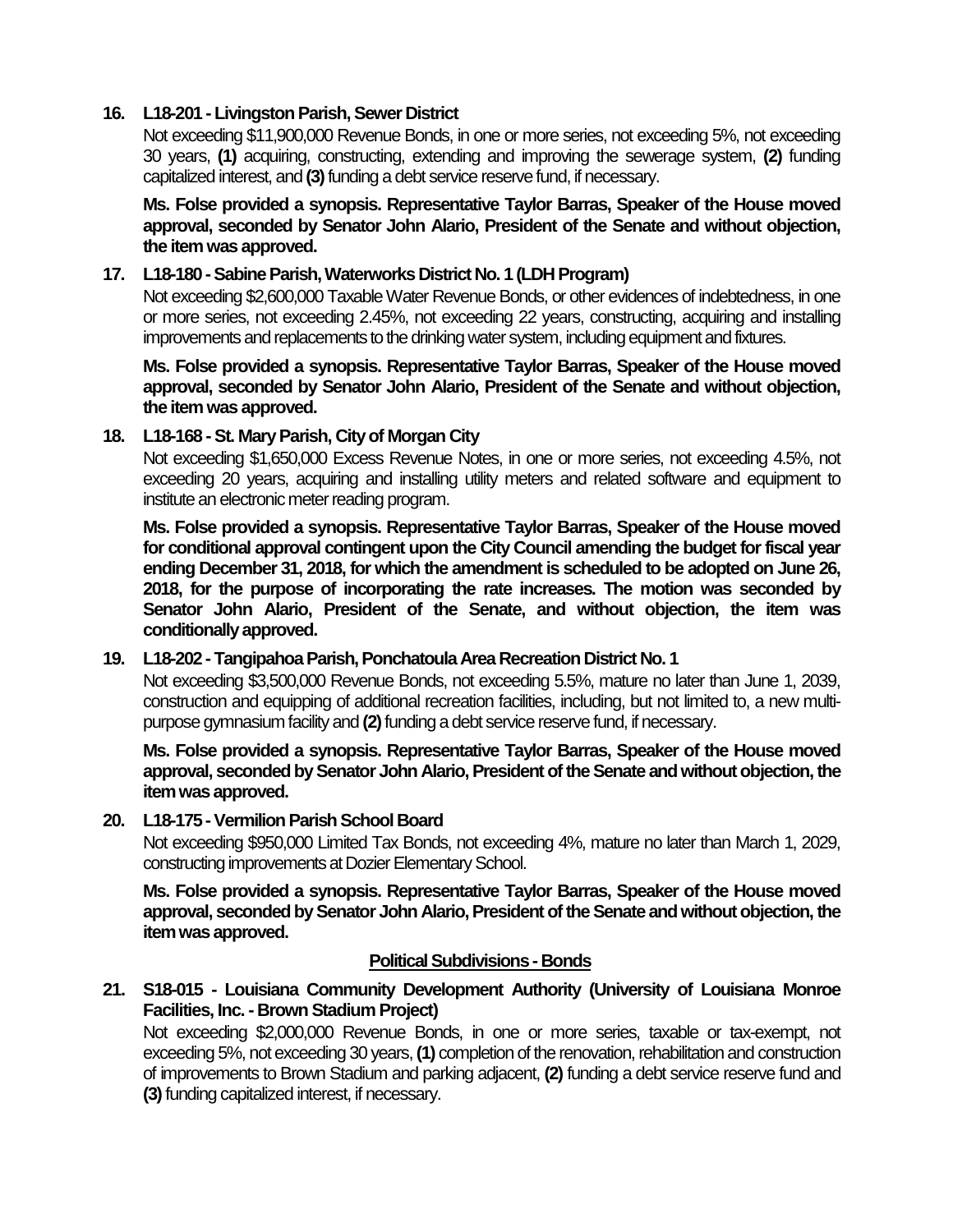**16. L18-201 - Livingston Parish, Sewer District**

Not exceeding $11,900,000 Revenue Bonds, in one or more series, not exceeding 5%, not exceeding 30 years, **(1)** acquiring, constructing, extending and improving the sewerage system, **(2)** funding capitalized interest, and **(3)** funding a debt service reserve fund, if necessary.

**Ms. Folse provided a synopsis. Representative Taylor Barras, Speaker of the House moved approval, seconded by Senator John Alario, President of the Senate and without objection, the item was approved.**

**17. L18-180 - Sabine Parish, Waterworks District No. 1 (LDH Program)**

Not exceeding $2,600,000 Taxable Water Revenue Bonds, or other evidences of indebtedness, in one or more series, not exceeding 2.45%, not exceeding 22 years, constructing, acquiring and installing improvements and replacements to the drinking water system, including equipment and fixtures.

**Ms. Folse provided a synopsis. Representative Taylor Barras, Speaker of the House moved approval, seconded by Senator John Alario, President of the Senate and without objection, the item was approved.**

**18. L18-168 - St. Mary Parish, City of Morgan City**

Not exceeding $1,650,000 Excess Revenue Notes, in one or more series, not exceeding 4.5%, not exceeding 20 years, acquiring and installing utility meters and related software and equipment to institute an electronic meter reading program.

**Ms. Folse provided a synopsis. Representative Taylor Barras, Speaker of the House moved for conditional approval contingent upon the City Council amending the budget for fiscal year ending December 31, 2018, for which the amendment is scheduled to be adopted on June 26, 2018, for the purpose of incorporating the rate increases. The motion was seconded by Senator John Alario, President of the Senate, and without objection, the item was conditionally approved.**

**19. L18-202 - Tangipahoa Parish, Ponchatoula Area Recreation District No. 1**

Not exceeding $3,500,000 Revenue Bonds, not exceeding 5.5%, mature no later than June 1, 2039, construction and equipping of additional recreation facilities, including, but not limited to, a new multi-purpose gymnasium facility and **(2)** funding a debt service reserve fund, if necessary.

**Ms. Folse provided a synopsis. Representative Taylor Barras, Speaker of the House moved approval, seconded by Senator John Alario, President of the Senate and without objection, the item was approved.**

**20. L18-175 - Vermilion Parish School Board**

Not exceeding $950,000 Limited Tax Bonds, not exceeding 4%, mature no later than March 1, 2029, constructing improvements at Dozier Elementary School.

**Ms. Folse provided a synopsis. Representative Taylor Barras, Speaker of the House moved approval, seconded by Senator John Alario, President of the Senate and without objection, the item was approved.**

## Political Subdivisions - Bonds

**21. S18-015 - Louisiana Community Development Authority (University of Louisiana Monroe Facilities, Inc. - Brown Stadium Project)**

Not exceeding $2,000,000 Revenue Bonds, in one or more series, taxable or tax-exempt, not exceeding 5%, not exceeding 30 years, **(1)** completion of the renovation, rehabilitation and construction of improvements to Brown Stadium and parking adjacent, **(2)** funding a debt service reserve fund and **(3)** funding capitalized interest, if necessary.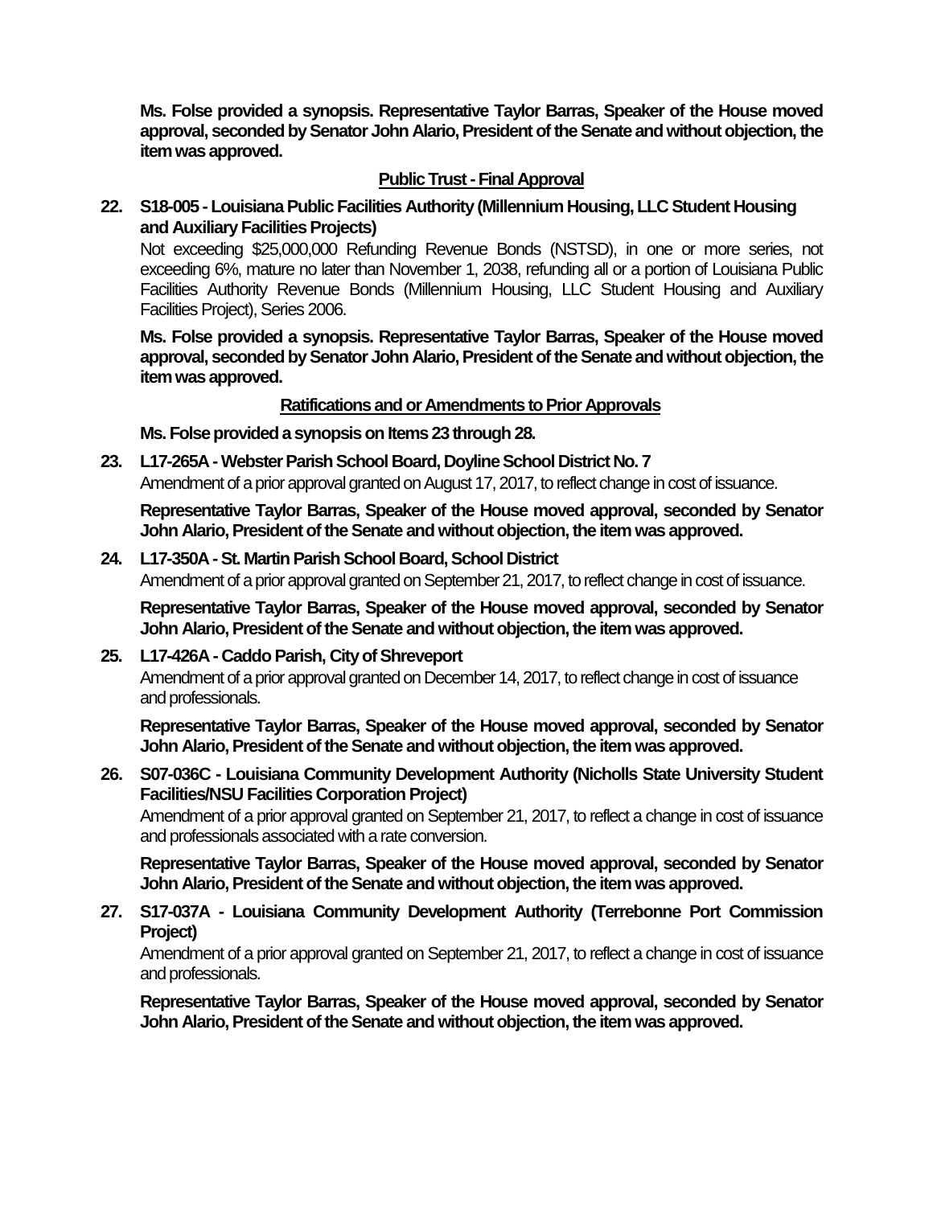**Ms. Folse provided a synopsis. Representative Taylor Barras, Speaker of the House moved approval, seconded by Senator John Alario, President of the Senate and without objection, the item was approved.**

**Public Trust - Final Approval**

**22. S18-005 - Louisiana Public Facilities Authority (Millennium Housing, LLC Student Housing and Auxiliary Facilities Projects)**

Not exceeding $25,000,000 Refunding Revenue Bonds (NSTSD), in one or more series, not exceeding 6%, mature no later than November 1, 2038, refunding all or a portion of Louisiana Public Facilities Authority Revenue Bonds (Millennium Housing, LLC Student Housing and Auxiliary Facilities Project), Series 2006.

**Ms. Folse provided a synopsis. Representative Taylor Barras, Speaker of the House moved approval, seconded by Senator John Alario, President of the Senate and without objection, the item was approved.**

**Ratifications and or Amendments to Prior Approvals**

**Ms. Folse provided a synopsis on Items 23 through 28.**

**23. L17-265A - Webster Parish School Board, Doyline School District No. 7**

Amendment of a prior approval granted on August 17, 2017, to reflect change in cost of issuance.

**Representative Taylor Barras, Speaker of the House moved approval, seconded by Senator John Alario, President of the Senate and without objection, the item was approved.**

**24. L17-350A - St. Martin Parish School Board, School District**

Amendment of a prior approval granted on September 21, 2017, to reflect change in cost of issuance.

**Representative Taylor Barras, Speaker of the House moved approval, seconded by Senator John Alario, President of the Senate and without objection, the item was approved.**

**25. L17-426A - Caddo Parish, City of Shreveport**

Amendment of a prior approval granted on December 14, 2017, to reflect change in cost of issuance and professionals.

**Representative Taylor Barras, Speaker of the House moved approval, seconded by Senator John Alario, President of the Senate and without objection, the item was approved.**

**26. S07-036C - Louisiana Community Development Authority (Nicholls State University Student Facilities/NSU Facilities Corporation Project)**

Amendment of a prior approval granted on September 21, 2017, to reflect a change in cost of issuance and professionals associated with a rate conversion.

**Representative Taylor Barras, Speaker of the House moved approval, seconded by Senator John Alario, President of the Senate and without objection, the item was approved.**

**27. S17-037A - Louisiana Community Development Authority (Terrebonne Port Commission Project)**

Amendment of a prior approval granted on September 21, 2017, to reflect a change in cost of issuance and professionals.

**Representative Taylor Barras, Speaker of the House moved approval, seconded by Senator John Alario, President of the Senate and without objection, the item was approved.**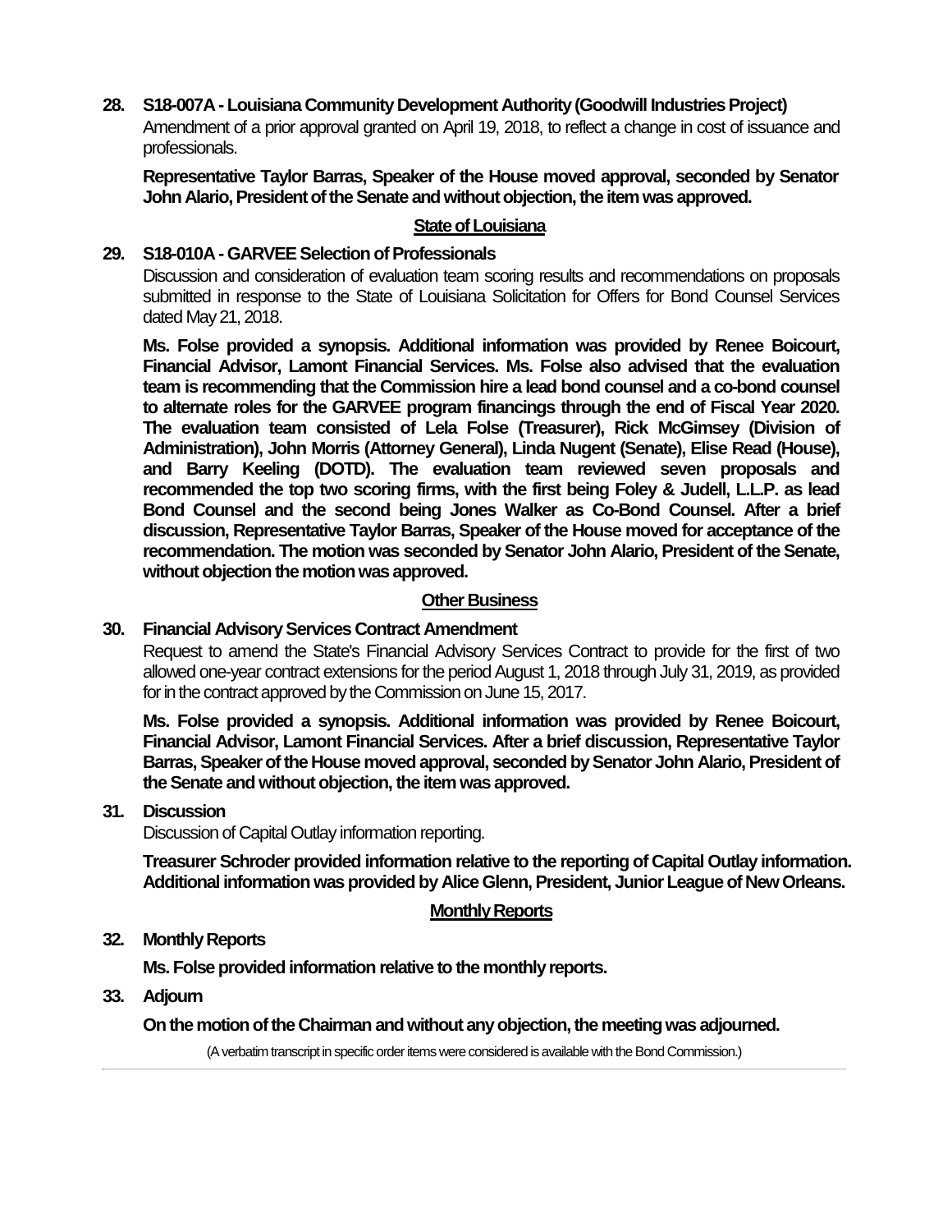**28. S18-007A - Louisiana Community Development Authority (Goodwill Industries Project)**

Amendment of a prior approval granted on April 19, 2018, to reflect a change in cost of issuance and professionals.

**Representative Taylor Barras, Speaker of the House moved approval, seconded by Senator John Alario, President of the Senate and without objection, the item was approved.**

**<u>State of Louisiana</u>**

**29. S18-010A - GARVEE Selection of Professionals**

Discussion and consideration of evaluation team scoring results and recommendations on proposals submitted in response to the State of Louisiana Solicitation for Offers for Bond Counsel Services dated May 21, 2018.

**Ms. Folse provided a synopsis. Additional information was provided by Renee Boicourt, Financial Advisor, Lamont Financial Services. Ms. Folse also advised that the evaluation team is recommending that the Commission hire a lead bond counsel and a co-bond counsel to alternate roles for the GARVEE program financings through the end of Fiscal Year 2020. The evaluation team consisted of Lela Folse (Treasurer), Rick McGimsey (Division of Administration), John Morris (Attorney General), Linda Nugent (Senate), Elise Read (House), and Barry Keeling (DOTD). The evaluation team reviewed seven proposals and recommended the top two scoring firms, with the first being Foley & Judell, L.L.P. as lead Bond Counsel and the second being Jones Walker as Co-Bond Counsel. After a brief discussion, Representative Taylor Barras, Speaker of the House moved for acceptance of the recommendation. The motion was seconded by Senator John Alario, President of the Senate, without objection the motion was approved.**

**<u>Other Business</u>**

**30. Financial Advisory Services Contract Amendment**

Request to amend the State's Financial Advisory Services Contract to provide for the first of two allowed one-year contract extensions for the period August 1, 2018 through July 31, 2019, as provided for in the contract approved by the Commission on June 15, 2017.

**Ms. Folse provided a synopsis. Additional information was provided by Renee Boicourt, Financial Advisor, Lamont Financial Services. After a brief discussion, Representative Taylor Barras, Speaker of the House moved approval, seconded by Senator John Alario, President of the Senate and without objection, the item was approved.**

**31. Discussion**

Discussion of Capital Outlay information reporting.

**Treasurer Schroder provided information relative to the reporting of Capital Outlay information. Additional information was provided by Alice Glenn, President, Junior League of New Orleans.**

**<u>Monthly Reports</u>**

**32. Monthly Reports**

**Ms. Folse provided information relative to the monthly reports.**

**33. Adjourn**

**On the motion of the Chairman and without any objection, the meeting was adjourned.**

(A verbatim transcript in specific order items were considered is available with the Bond Commission.)